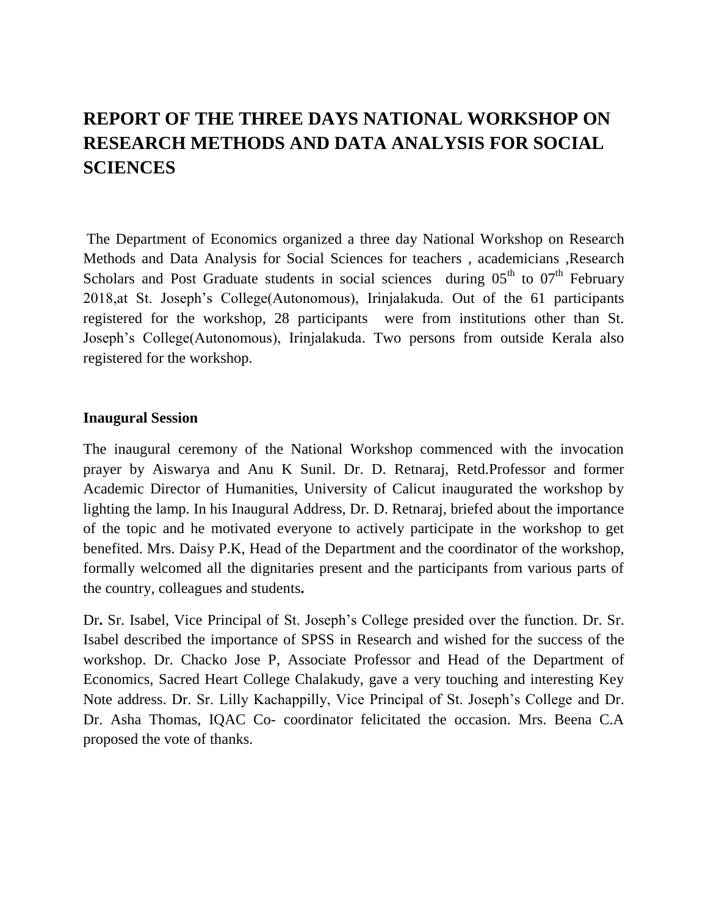# REPORT OF THE THREE DAYS NATIONAL WORKSHOP ON RESEARCH METHODS AND DATA ANALYSIS FOR SOCIAL SCIENCES

The Department of Economics organized a three day National Workshop on Research Methods and Data Analysis for Social Sciences for teachers , academicians ,Research Scholars and Post Graduate students in social sciences during 05th to 07th February 2018,at St. Joseph's College(Autonomous), Irinjalakuda. Out of the 61 participants registered for the workshop, 28 participants were from institutions other than St. Joseph's College(Autonomous), Irinjalakuda. Two persons from outside Kerala also registered for the workshop.

**Inaugural Session**

The inaugural ceremony of the National Workshop commenced with the invocation prayer by Aiswarya and Anu K Sunil. Dr. D. Retnaraj, Retd.Professor and former Academic Director of Humanities, University of Calicut inaugurated the workshop by lighting the lamp. In his Inaugural Address, Dr. D. Retnaraj, briefed about the importance of the topic and he motivated everyone to actively participate in the workshop to get benefited. Mrs. Daisy P.K, Head of the Department and the coordinator of the workshop, formally welcomed all the dignitaries present and the participants from various parts of the country, colleagues and students**.**

Dr**.** Sr. Isabel, Vice Principal of St. Joseph's College presided over the function. Dr. Sr. Isabel described the importance of SPSS in Research and wished for the success of the workshop. Dr. Chacko Jose P, Associate Professor and Head of the Department of Economics, Sacred Heart College Chalakudy, gave a very touching and interesting Key Note address. Dr. Sr. Lilly Kachappilly, Vice Principal of St. Joseph's College and Dr. Dr. Asha Thomas, IQAC Co- coordinator felicitated the occasion. Mrs. Beena C.A proposed the vote of thanks.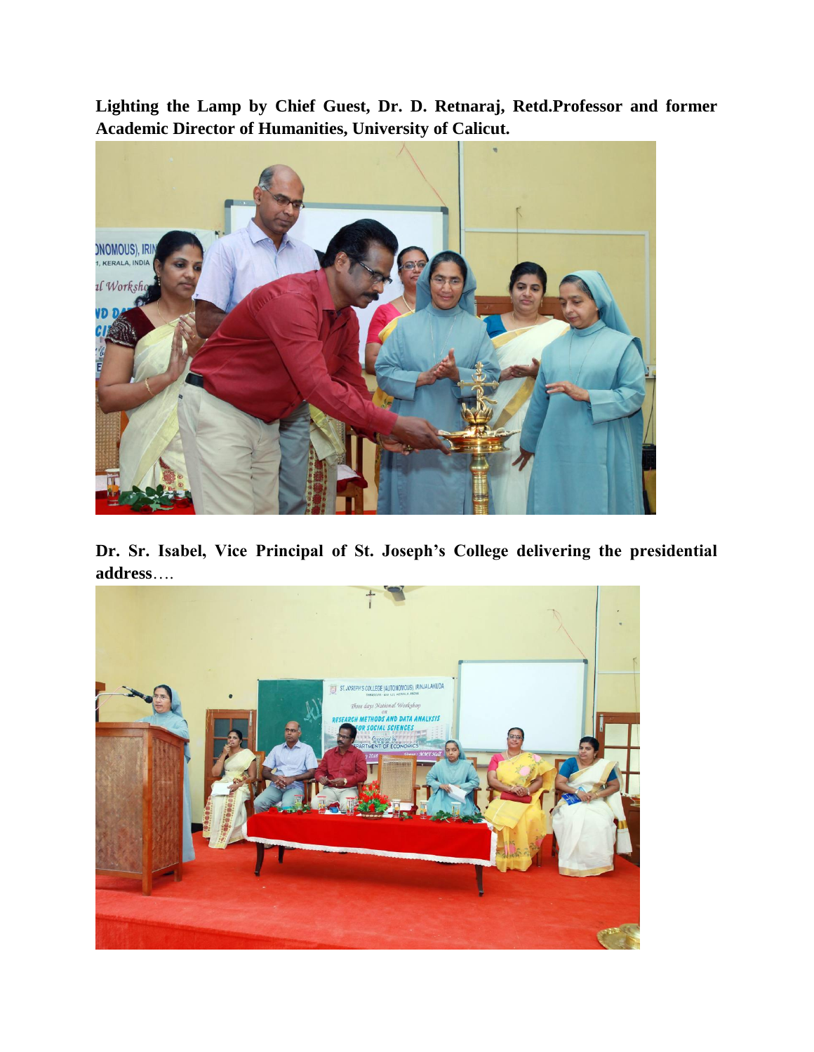**Lighting the Lamp by Chief Guest, Dr. D. Retnaraj, Retd.Professor and former Academic Director of Humanities, University of Calicut.**

**Dr. Sr. Isabel, Vice Principal of St. Joseph's College delivering the presidential address**….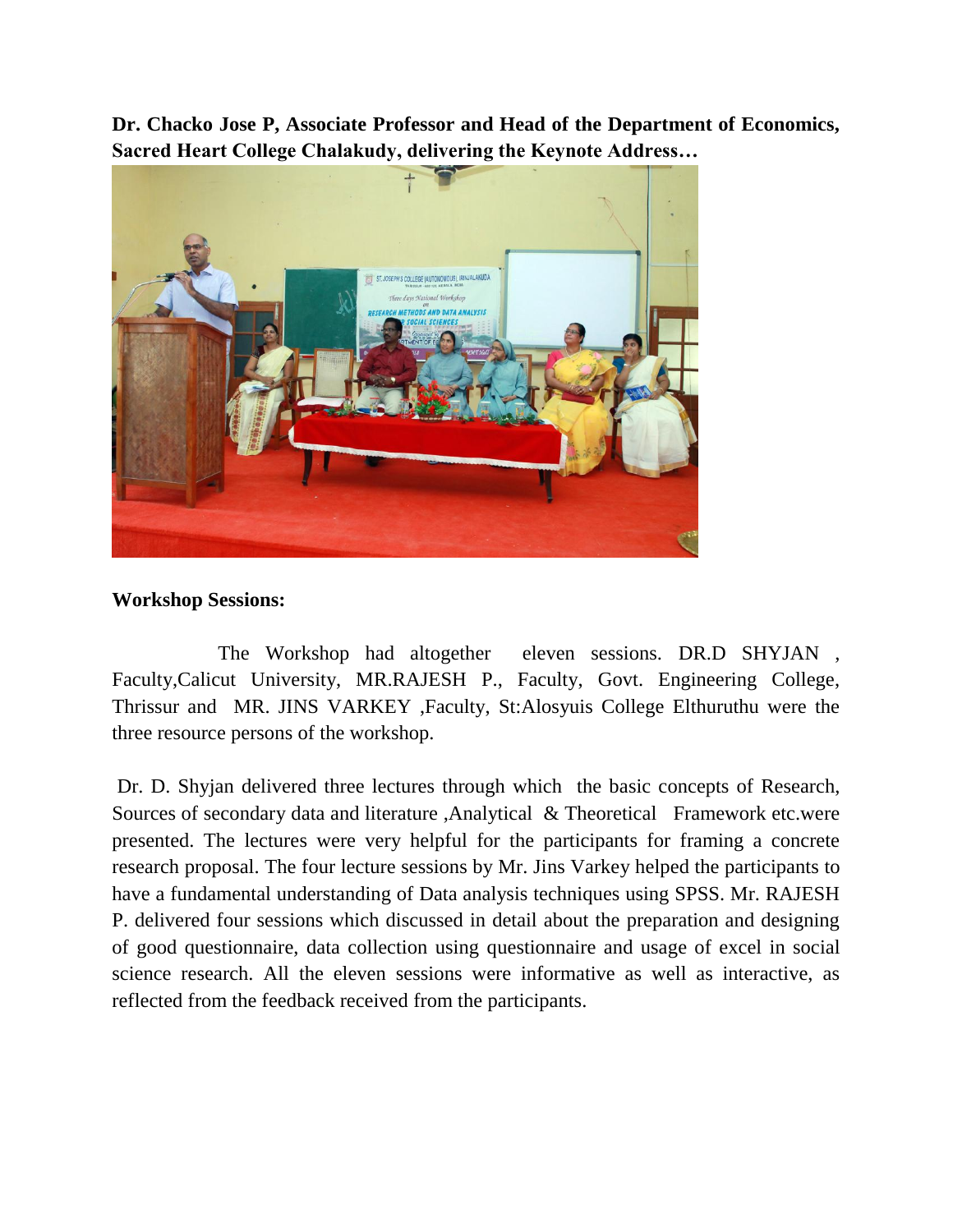**Dr. Chacko Jose P, Associate Professor and Head of the Department of Economics, Sacred Heart College Chalakudy, delivering the Keynote Address…**

**Workshop Sessions:**

The Workshop had altogether eleven sessions. DR.D SHYJAN , Faculty,Calicut University, MR.RAJESH P., Faculty, Govt. Engineering College, Thrissur and MR. JINS VARKEY ,Faculty, St:Alosyuis College Elthuruthu were the three resource persons of the workshop.

Dr. D. Shyjan delivered three lectures through which the basic concepts of Research, Sources of secondary data and literature ,Analytical & Theoretical Framework etc.were presented. The lectures were very helpful for the participants for framing a concrete research proposal. The four lecture sessions by Mr. Jins Varkey helped the participants to have a fundamental understanding of Data analysis techniques using SPSS. Mr. RAJESH P. delivered four sessions which discussed in detail about the preparation and designing of good questionnaire, data collection using questionnaire and usage of excel in social science research. All the eleven sessions were informative as well as interactive, as reflected from the feedback received from the participants.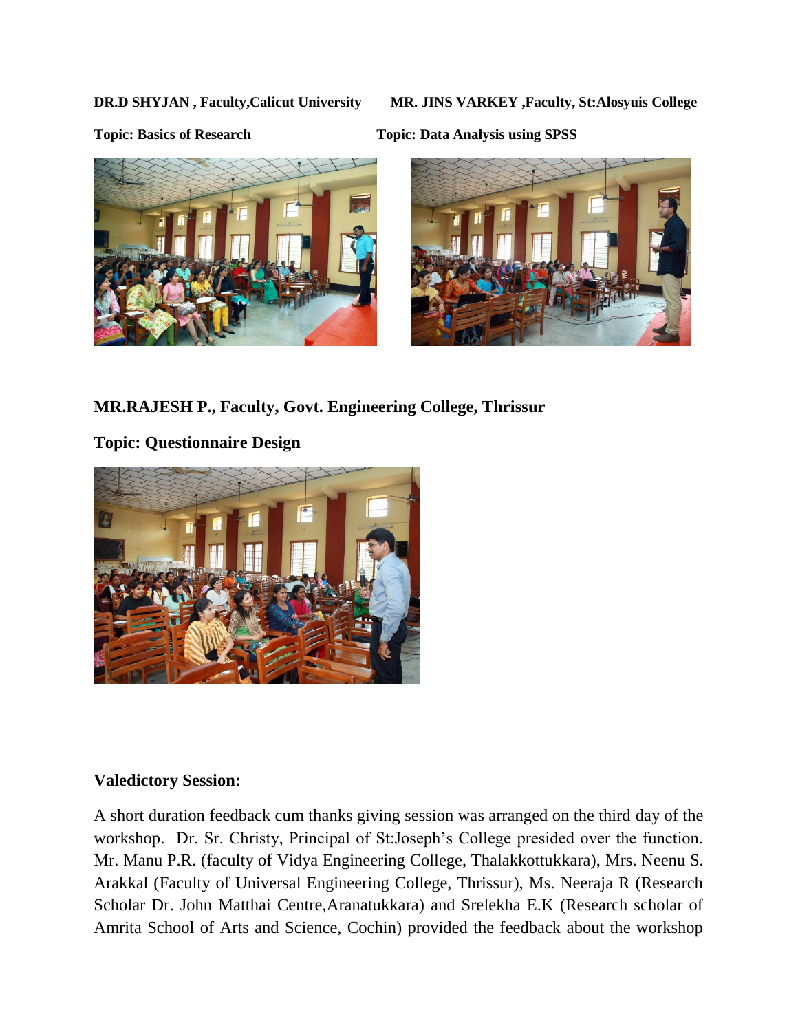**DR.D SHYJAN , Faculty,Calicut University**

**Topic: Basics of Research**

**MR. JINS VARKEY ,Faculty, St:Alosyuis College**

**Topic: Data Analysis using SPSS**

**MR.RAJESH P., Faculty, Govt. Engineering College, Thrissur**

**Topic: Questionnaire Design**

**Valedictory Session:**

A short duration feedback cum thanks giving session was arranged on the third day of the workshop. Dr. Sr. Christy, Principal of St:Joseph's College presided over the function. Mr. Manu P.R. (faculty of Vidya Engineering College, Thalakkottukkara), Mrs. Neenu S. Arakkal (Faculty of Universal Engineering College, Thrissur), Ms. Neeraja R (Research Scholar Dr. John Matthai Centre,Aranatukkara) and Srelekha E.K (Research scholar of Amrita School of Arts and Science, Cochin) provided the feedback about the workshop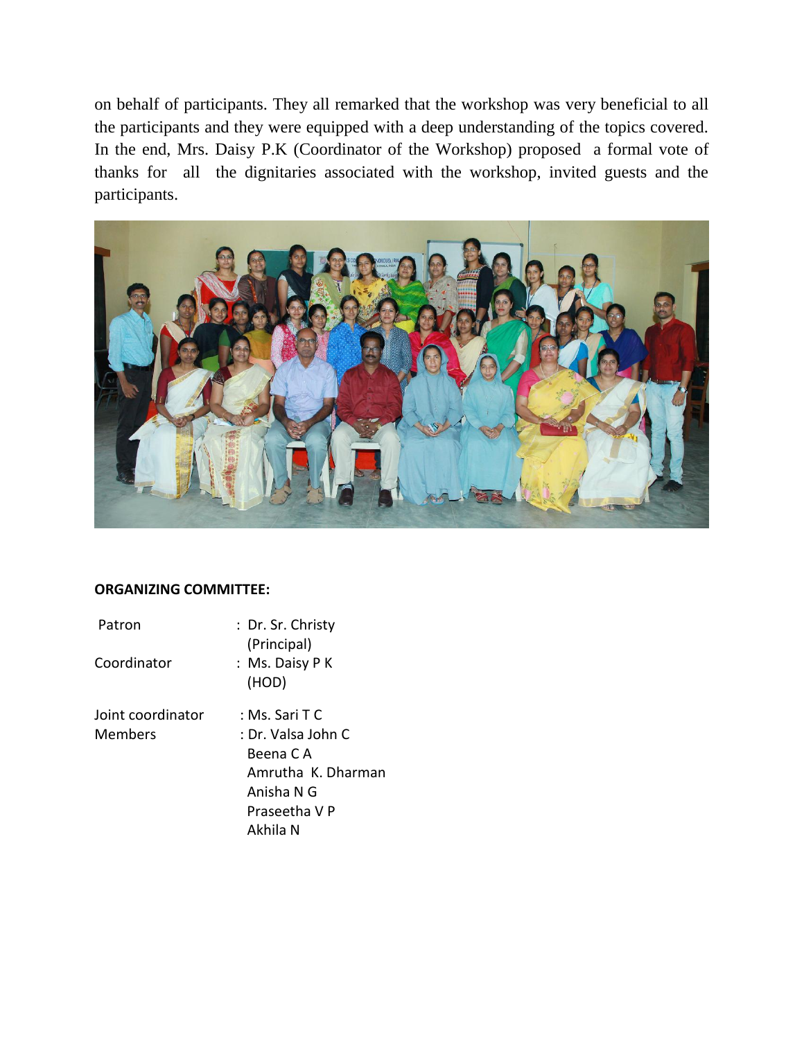on behalf of participants. They all remarked that the workshop was very beneficial to all the participants and they were equipped with a deep understanding of the topics covered. In the end, Mrs. Daisy P.K (Coordinator of the Workshop) proposed a formal vote of thanks for all the dignitaries associated with the workshop, invited guests and the participants.

**ORGANIZING COMMITTEE:**

| | |
|---|---|
| Patron | : Dr. Sr. Christy (Principal) |
| Coordinator | : Ms. Daisy P K (HOD) |
| Joint coordinator | : Ms. Sari T C |
| Members | : Dr. Valsa John C<br>Beena C A<br>Amrutha K. Dharman<br>Anisha N G<br>Praseetha V P<br>Akhila N |